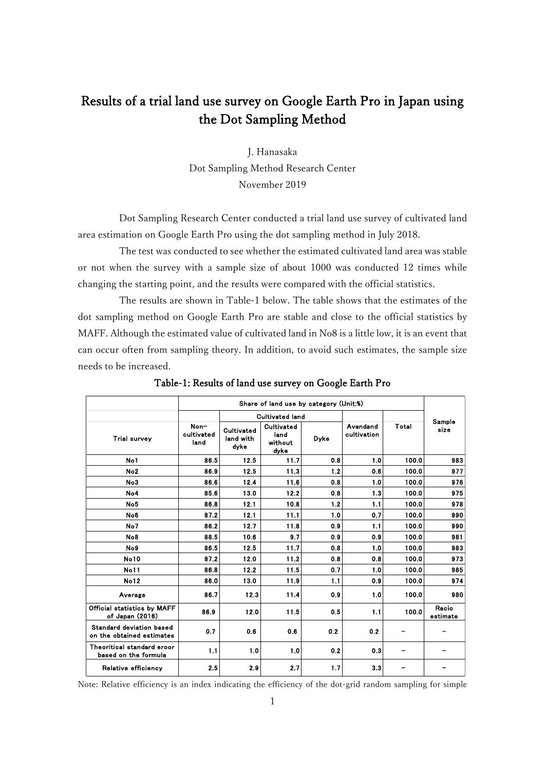# Results of a trial land use survey on Google Earth Pro in Japan using the Dot Sampling Method

J. Hanasaka
Dot Sampling Method Research Center
November 2019

Dot Sampling Research Center conducted a trial land use survey of cultivated land area estimation on Google Earth Pro using the dot sampling method in July 2018.

The test was conducted to see whether the estimated cultivated land area was stable or not when the survey with a sample size of about 1000 was conducted 12 times while changing the starting point, and the results were compared with the official statistics.

The results are shown in Table-1 below. The table shows that the estimates of the dot sampling method on Google Earth Pro are stable and close to the official statistics by MAFF. Although the estimated value of cultivated land in No8 is a little low, it is an event that can occur often from sampling theory. In addition, to avoid such estimates, the sample size needs to be increased.

**Table-1: Results of land use survey on Google Earth Pro**

| Trial survey | Share of land use by category (Unit:%) | | | | | | Sample size |
|---|---|---|---|---|---|---|---|
| | | Cultivated land | | | | | |
| | Non-cultivated land | Cultivated land with dyke | Cultivated land without dyke | Dyke | Avandand cultivation | Total | |
| No1 | 86.5 | 12.5 | 11.7 | 0.8 | 1.0 | 100.0 | 983 |
| No2 | 86.9 | 12.5 | 11.3 | 1.2 | 0.6 | 100.0 | 977 |
| No3 | 86.6 | 12.4 | 11.6 | 0.8 | 1.0 | 100.0 | 976 |
| No4 | 85.6 | 13.0 | 12.2 | 0.8 | 1.3 | 100.0 | 975 |
| No5 | 86.8 | 12.1 | 10.8 | 1.2 | 1.1 | 100.0 | 978 |
| No6 | 87.2 | 12.1 | 11.1 | 1.0 | 0.7 | 100.0 | 990 |
| No7 | 86.2 | 12.7 | 11.8 | 0.9 | 1.1 | 100.0 | 990 |
| No8 | 88.5 | 10.6 | 9.7 | 0.9 | 0.9 | 100.0 | 981 |
| No9 | 86.5 | 12.5 | 11.7 | 0.8 | 1.0 | 100.0 | 983 |
| No10 | 87.2 | 12.0 | 11.2 | 0.8 | 0.8 | 100.0 | 973 |
| No11 | 86.8 | 12.2 | 11.5 | 0.7 | 1.0 | 100.0 | 985 |
| No12 | 86.0 | 13.0 | 11.9 | 1.1 | 0.9 | 100.0 | 974 |
| Average | 86.7 | 12.3 | 11.4 | 0.9 | 1.0 | 100.0 | 980 |
| Official statistics by MAFF of Japan (2016) | 86.9 | 12.0 | 11.5 | 0.5 | 1.1 | 100.0 | Racio estimate |
| Standard deviation based on the obtained estimates | 0.7 | 0.6 | 0.6 | 0.2 | 0.2 | – | – |
| Theoritical standard eroor based on the formula | 1.1 | 1.0 | 1.0 | 0.2 | 0.3 | – | – |
| Relative efficiency | 2.5 | 2.9 | 2.7 | 1.7 | 3.3 | – | – |

Note: Relative efficiency is an index indicating the efficiency of the dot-grid random sampling for simple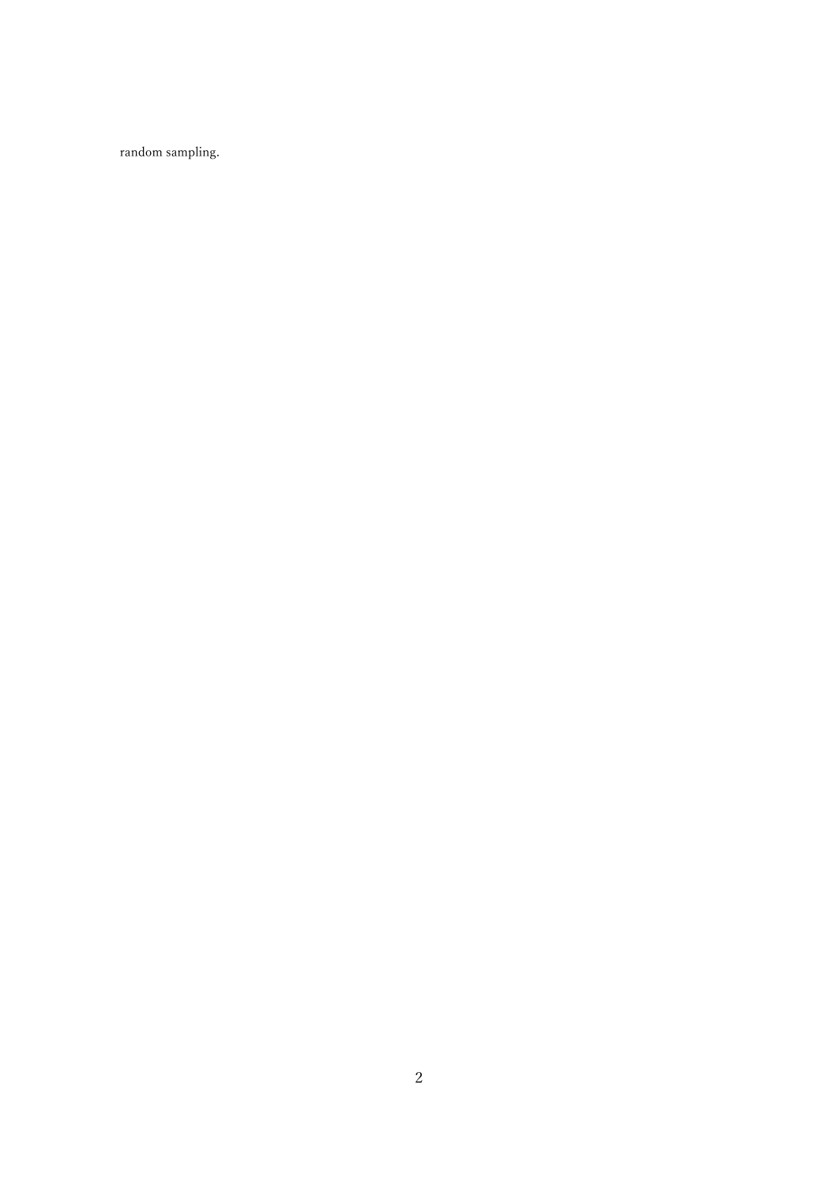random sampling.